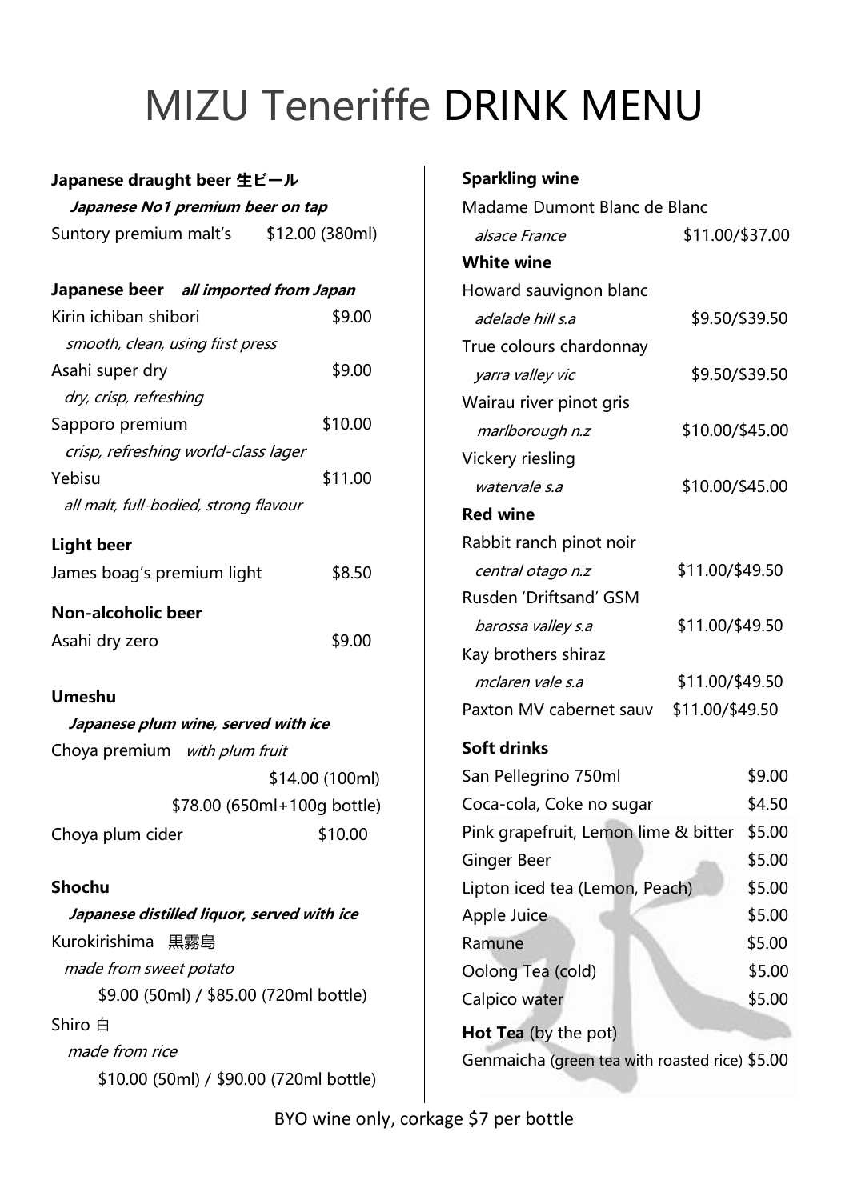# MIZU Teneriffe DRINK MENU

**Japanese draught beer 生ビール**

***Japanese No1 premium beer on tap***

Suntory premium malt's $12.00 (380ml)

**Japanese beer** ***all imported from Japan***

Kirin ichiban shibori $9.00

*smooth, clean, using first press*

Asahi super dry $9.00

*dry, crisp, refreshing*

Sapporo premium $10.00

*crisp, refreshing world-class lager*

Yebisu $11.00

*all malt, full-bodied, strong flavour*

**Light beer**

James boag's premium light $8.50

**Non-alcoholic beer**

Asahi dry zero $9.00

**Umeshu**

***Japanese plum wine, served with ice***

Choya premium *with plum fruit*

$14.00 (100ml)

$78.00 (650ml+100g bottle)

Choya plum cider $10.00

**Shochu**

***Japanese distilled liquor, served with ice***

Kurokirishima 黒霧島

*made from sweet potato*

$9.00 (50ml) / $85.00 (720ml bottle)

Shiro 白

*made from rice*

$10.00 (50ml) / $90.00 (720ml bottle)

**Sparkling wine**

Madame Dumont Blanc de Blanc

*alsace France* $11.00/$37.00

**White wine**

Howard sauvignon blanc

*adelade hill s.a* $9.50/$39.50

True colours chardonnay

*yarra valley vic* $9.50/$39.50

Wairau river pinot gris

*marlborough n.z* $10.00/$45.00

Vickery riesling

*watervale s.a* $10.00/$45.00

**Red wine**

Rabbit ranch pinot noir

*central otago n.z* $11.00/$49.50

Rusden 'Driftsand' GSM

*barossa valley s.a* $11.00/$49.50

Kay brothers shiraz

*mclaren vale s.a* $11.00/$49.50

Paxton MV cabernet sauv $11.00/$49.50

**Soft drinks**

San Pellegrino 750ml $9.00

Coca-cola, Coke no sugar $4.50

Pink grapefruit, Lemon lime & bitter $5.00

Ginger Beer $5.00

Lipton iced tea (Lemon, Peach) $5.00

Apple Juice $5.00

Ramune $5.00

Oolong Tea (cold) $5.00

Calpico water $5.00

**Hot Tea** (by the pot)

Genmaicha (green tea with roasted rice) $5.00

BYO wine only, corkage $7 per bottle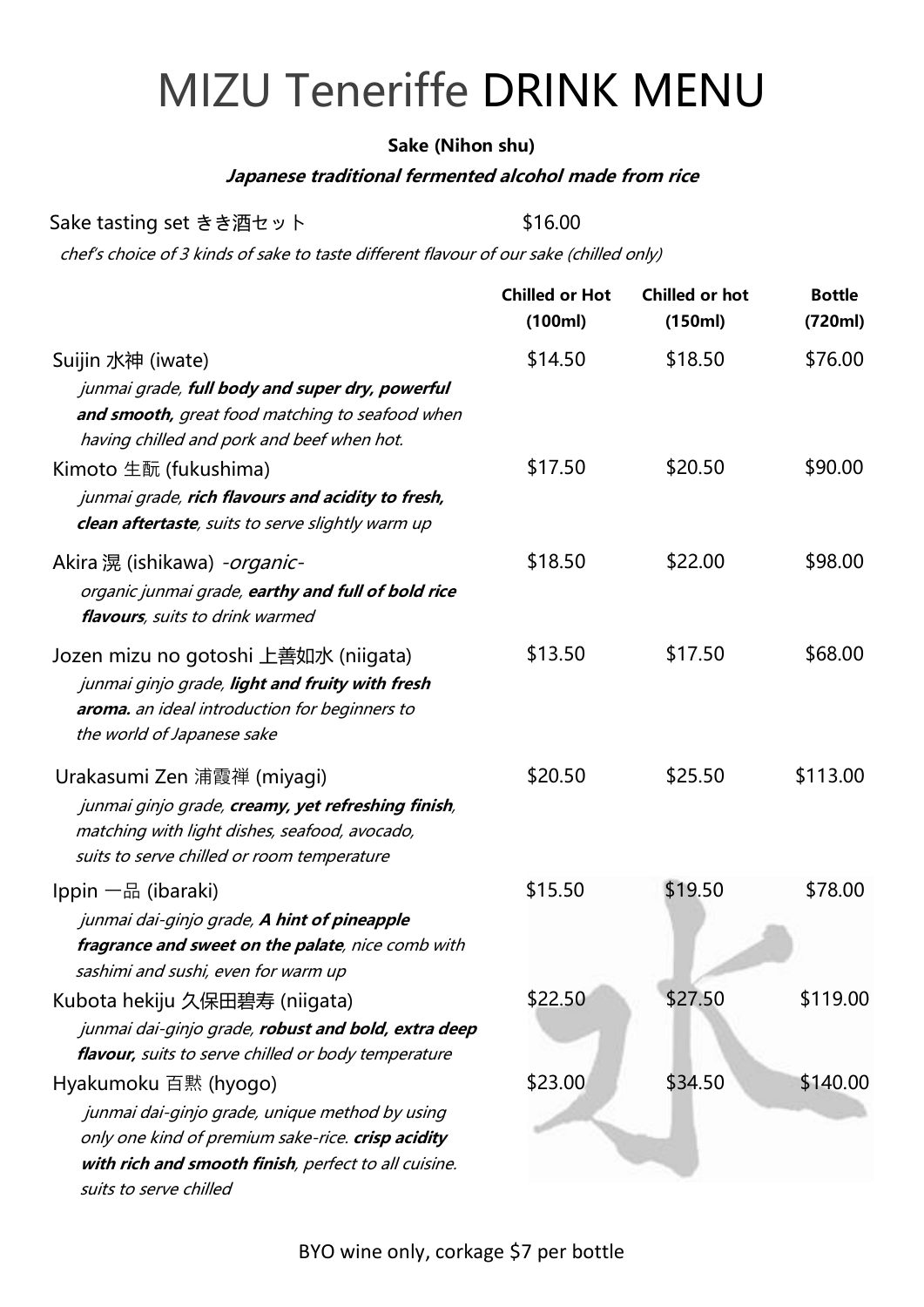# MIZU Teneriffe DRINK MENU

**Sake (Nihon shu)**

***Japanese traditional fermented alcohol made from rice***

Sake tasting set きき酒セット $16.00

*chef's choice of 3 kinds of sake to taste different flavour of our sake (chilled only)*

| | Chilled or Hot (100ml) | Chilled or hot (150ml) | Bottle (720ml) |
|---|---|---|---|
| Suijin 水神 (iwate)<br>*junmai grade, **full body and super dry, powerful and smooth,** great food matching to seafood when having chilled and pork and beef when hot.* | $14.50 | $18.50 | $76.00 |
| Kimoto 生酛 (fukushima)<br>*junmai grade, **rich flavours and acidity to fresh, clean aftertaste**, suits to serve slightly warm up* | $17.50 | $20.50 | $90.00 |
| Akira 滉 (ishikawa) *-organic-*<br>*organic junmai grade, **earthy and full of bold rice flavours**, suits to drink warmed* | $18.50 | $22.00 | $98.00 |
| Jozen mizu no gotoshi 上善如水 (niigata)<br>*junmai ginjo grade, **light and fruity with fresh aroma.** an ideal introduction for beginners to the world of Japanese sake* | $13.50 | $17.50 | $68.00 |
| Urakasumi Zen 浦霞禅 (miyagi)<br>*junmai ginjo grade, **creamy, yet refreshing finish**, matching with light dishes, seafood, avocado, suits to serve chilled or room temperature* | $20.50 | $25.50 | $113.00 |
| Ippin 一品 (ibaraki)<br>*junmai dai-ginjo grade, **A hint of pineapple fragrance and sweet on the palate**, nice comb with sashimi and sushi, even for warm up* | $15.50 | $19.50 | $78.00 |
| Kubota hekiju 久保田碧寿 (niigata)<br>*junmai dai-ginjo grade, **robust and bold, extra deep flavour,** suits to serve chilled or body temperature* | $22.50 | $27.50 | $119.00 |
| Hyakumoku 百黙 (hyogo)<br>*junmai dai-ginjo grade, unique method by using only one kind of premium sake-rice. **crisp acidity with rich and smooth finish**, perfect to all cuisine. suits to serve chilled* | $23.00 | $34.50 | $140.00 |

BYO wine only, corkage $7 per bottle